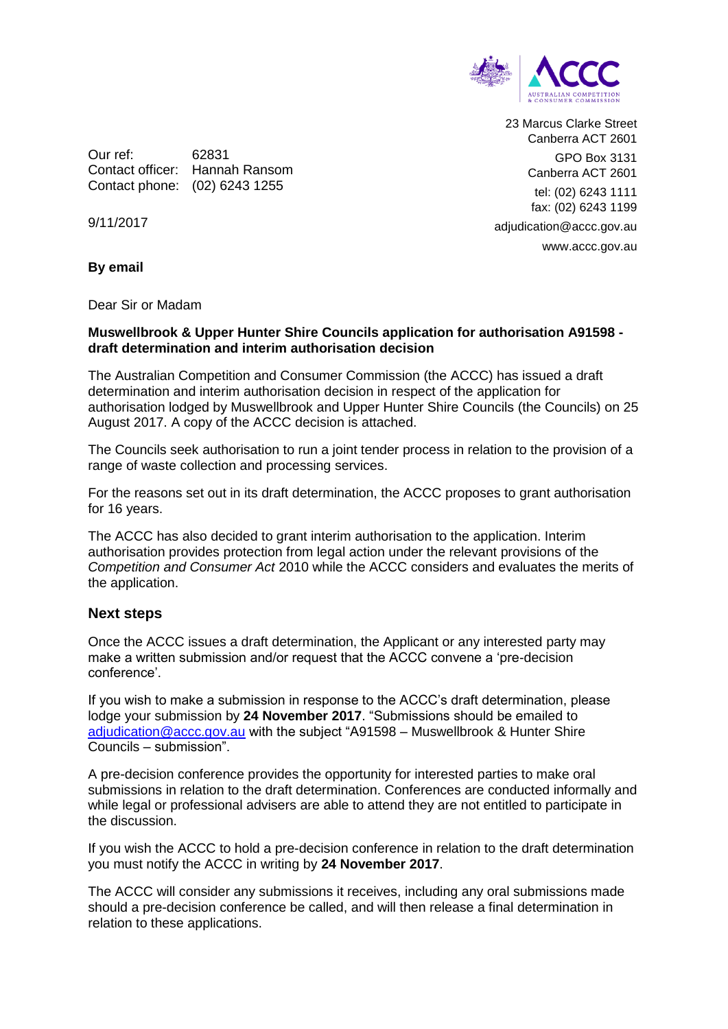23 Marcus Clarke Street
Canberra ACT 2601

GPO Box 3131
Canberra ACT 2601

tel: (02) 6243 1111
fax: (02) 6243 1199

adjudication@accc.gov.au

www.accc.gov.au

Our ref: 62831
Contact officer: Hannah Ransom
Contact phone: (02) 6243 1255

9/11/2017

**By email**

Dear Sir or Madam

**Muswellbrook & Upper Hunter Shire Councils application for authorisation A91598 - draft determination and interim authorisation decision**

The Australian Competition and Consumer Commission (the ACCC) has issued a draft determination and interim authorisation decision in respect of the application for authorisation lodged by Muswellbrook and Upper Hunter Shire Councils (the Councils) on 25 August 2017. A copy of the ACCC decision is attached.

The Councils seek authorisation to run a joint tender process in relation to the provision of a range of waste collection and processing services.

For the reasons set out in its draft determination, the ACCC proposes to grant authorisation for 16 years.

The ACCC has also decided to grant interim authorisation to the application. Interim authorisation provides protection from legal action under the relevant provisions of the *Competition and Consumer Act* 2010 while the ACCC considers and evaluates the merits of the application.

## Next steps

Once the ACCC issues a draft determination, the Applicant or any interested party may make a written submission and/or request that the ACCC convene a 'pre-decision conference'.

If you wish to make a submission in response to the ACCC's draft determination, please lodge your submission by **24 November 2017**. "Submissions should be emailed to adjudication@accc.gov.au with the subject "A91598 – Muswellbrook & Hunter Shire Councils – submission".

A pre-decision conference provides the opportunity for interested parties to make oral submissions in relation to the draft determination. Conferences are conducted informally and while legal or professional advisers are able to attend they are not entitled to participate in the discussion.

If you wish the ACCC to hold a pre-decision conference in relation to the draft determination you must notify the ACCC in writing by **24 November 2017**.

The ACCC will consider any submissions it receives, including any oral submissions made should a pre-decision conference be called, and will then release a final determination in relation to these applications.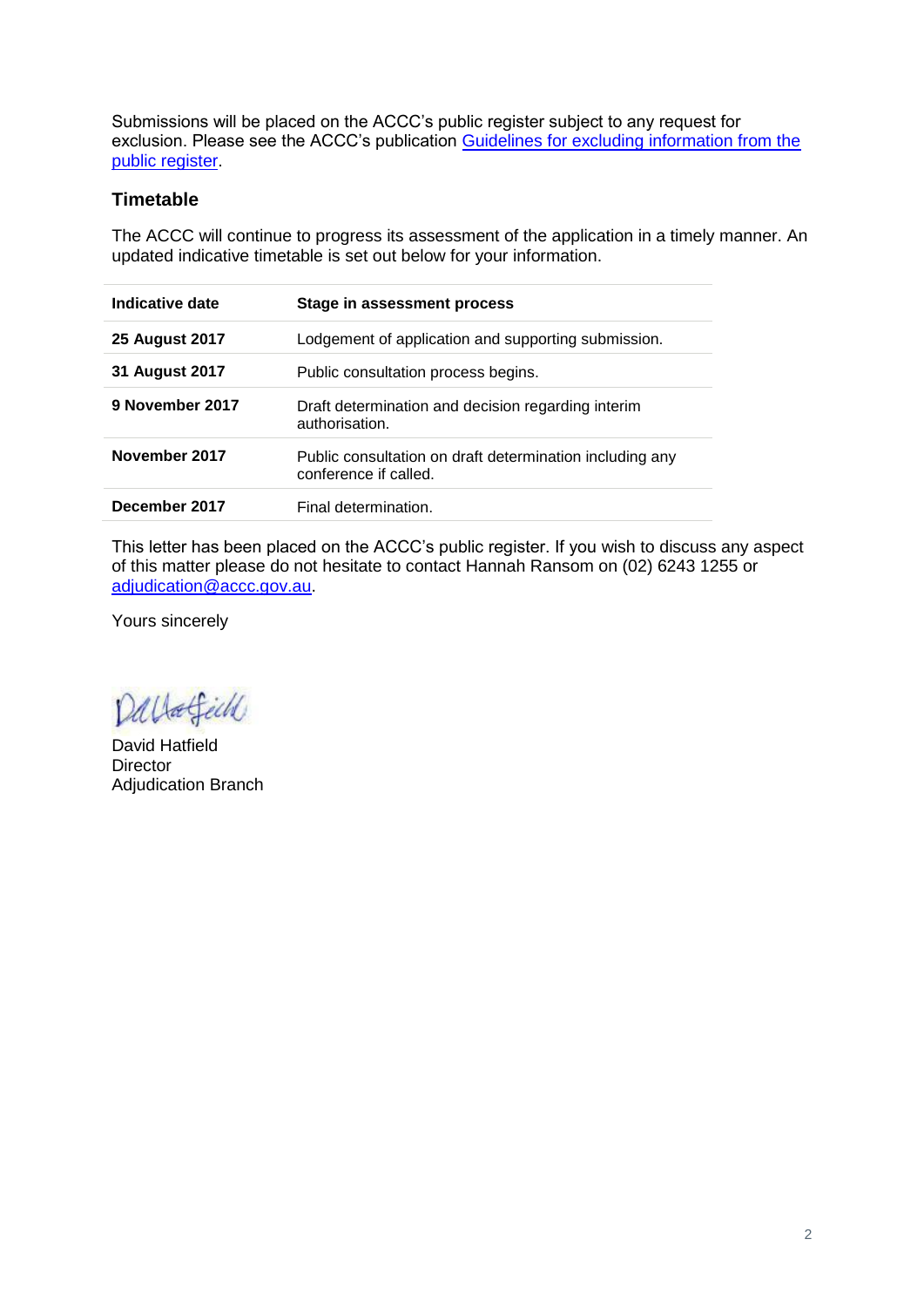Submissions will be placed on the ACCC's public register subject to any request for exclusion. Please see the ACCC's publication [Guidelines for excluding information from the public register](Guidelines for excluding information from the public register).

## Timetable

The ACCC will continue to progress its assessment of the application in a timely manner. An updated indicative timetable is set out below for your information.

| Indicative date | Stage in assessment process |
|---|---|
| **25 August 2017** | Lodgement of application and supporting submission. |
| **31 August 2017** | Public consultation process begins. |
| **9 November 2017** | Draft determination and decision regarding interim authorisation. |
| **November 2017** | Public consultation on draft determination including any conference if called. |
| **December 2017** | Final determination. |

This letter has been placed on the ACCC's public register. If you wish to discuss any aspect of this matter please do not hesitate to contact Hannah Ransom on (02) 6243 1255 or adjudication@accc.gov.au.

Yours sincerely

David Hatfield  
Director  
Adjudication Branch